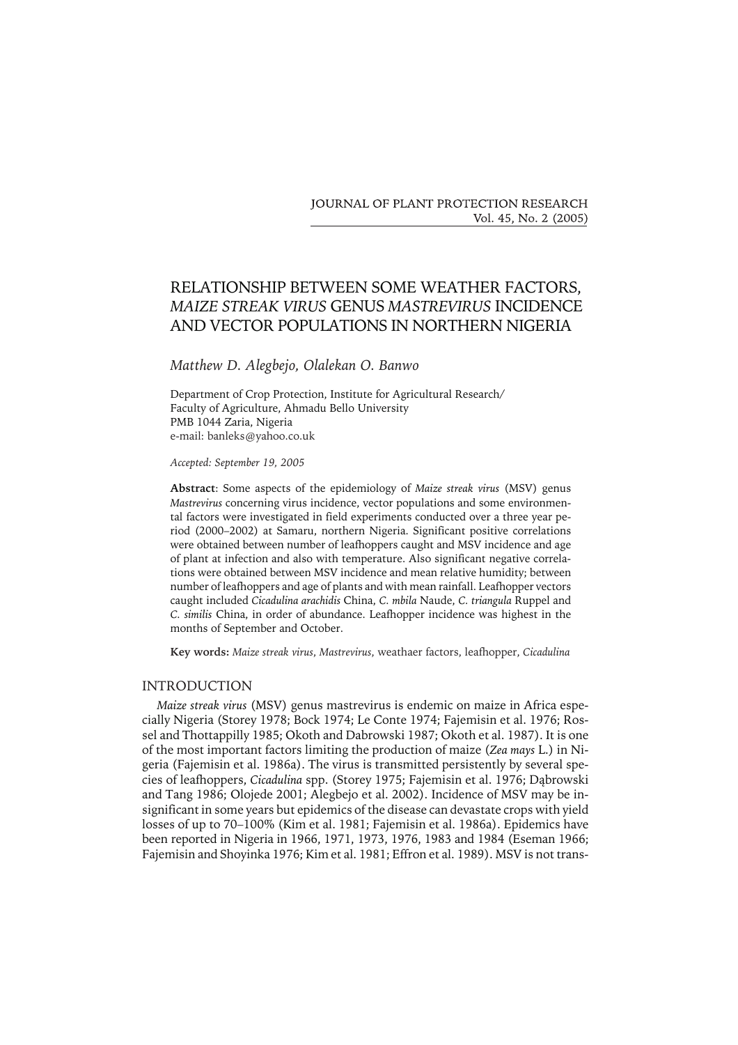# RELATIONSHIP BETWEEN SOME WEATHER FACTORS, *MAIZE STREAK VIRUS* GENUS *MASTREVIRUS* INCIDENCE AND VECTOR POPULATIONS IN NORTHERN NIGERIA

*Matthew D. Alegbejo, Olalekan O. Banwo*

Department of Crop Protection, Institute for Agricultural Research/ Faculty of Agriculture, Ahmadu Bello University
PMB 1044 Zaria, Nigeria
e-mail: banleks@yahoo.co.uk

*Accepted: September 19, 2005*

**Abstract**: Some aspects of the epidemiology of *Maize streak virus* (MSV) genus *Mastrevirus* concerning virus incidence, vector populations and some environmental factors were investigated in field experiments conducted over a three year period (2000–2002) at Samaru, northern Nigeria. Significant positive correlations were obtained between number of leafhoppers caught and MSV incidence and age of plant at infection and also with temperature. Also significant negative correlations were obtained between MSV incidence and mean relative humidity; between number of leafhoppers and age of plants and with mean rainfall. Leafhopper vectors caught included *Cicadulina arachidis* China, *C. mbila* Naude, *C. triangula* Ruppel and *C. similis* China, in order of abundance. Leafhopper incidence was highest in the months of September and October.

**Key words:** *Maize streak virus*, *Mastrevirus*, weathaer factors, leafhopper, *Cicadulina*

## INTRODUCTION

*Maize streak virus* (MSV) genus mastrevirus is endemic on maize in Africa especially Nigeria (Storey 1978; Bock 1974; Le Conte 1974; Fajemisin et al. 1976; Rossel and Thottappilly 1985; Okoth and Dabrowski 1987; Okoth et al. 1987). It is one of the most important factors limiting the production of maize (*Zea mays* L.) in Nigeria (Fajemisin et al. 1986a). The virus is transmitted persistently by several species of leafhoppers, *Cicadulina* spp. (Storey 1975; Fajemisin et al. 1976; Dąbrowski and Tang 1986; Olojede 2001; Alegbejo et al. 2002). Incidence of MSV may be insignificant in some years but epidemics of the disease can devastate crops with yield losses of up to 70–100% (Kim et al. 1981; Fajemisin et al. 1986a). Epidemics have been reported in Nigeria in 1966, 1971, 1973, 1976, 1983 and 1984 (Eseman 1966; Fajemisin and Shoyinka 1976; Kim et al. 1981; Effron et al. 1989). MSV is not trans-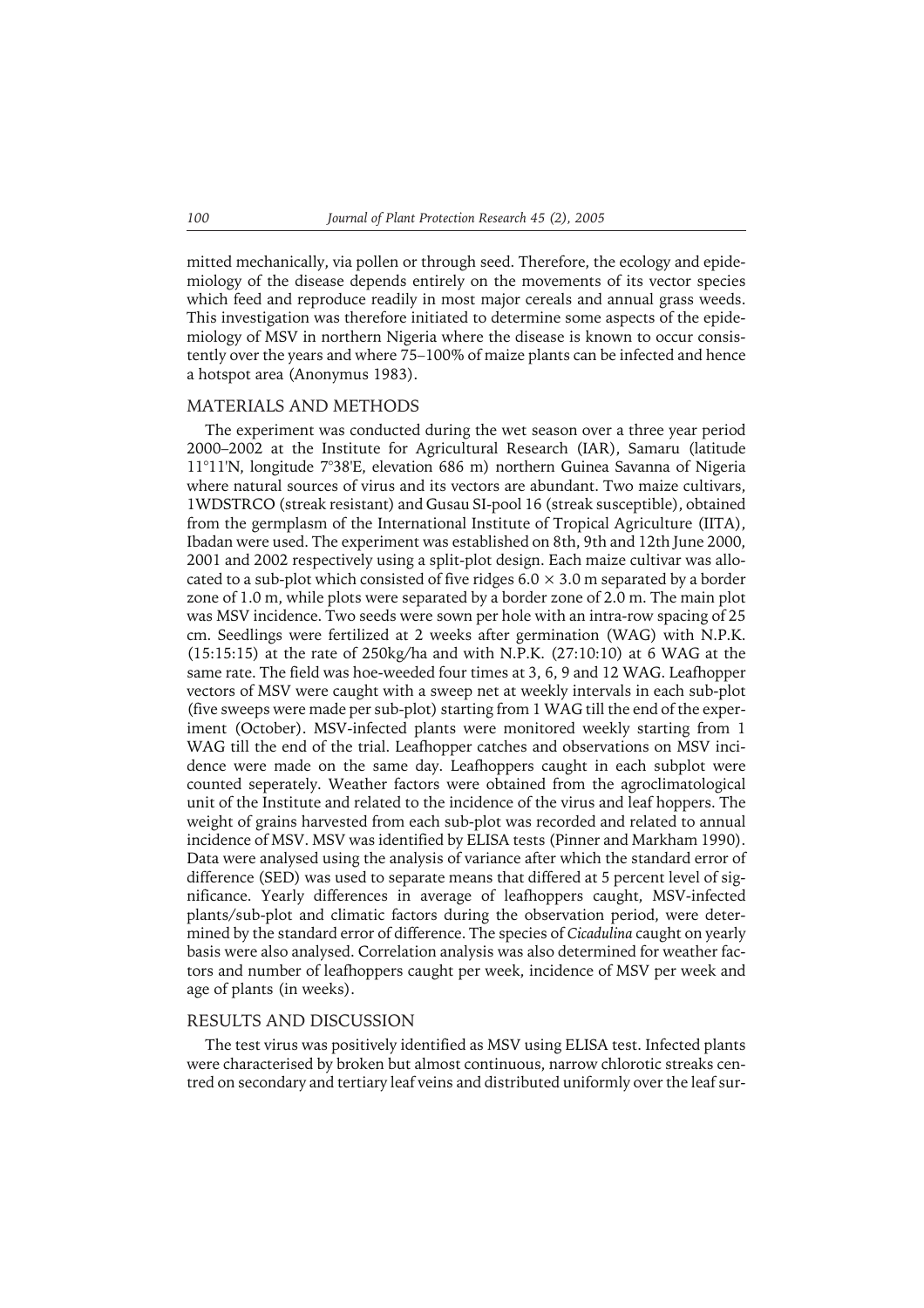mitted mechanically, via pollen or through seed. Therefore, the ecology and epidemiology of the disease depends entirely on the movements of its vector species which feed and reproduce readily in most major cereals and annual grass weeds. This investigation was therefore initiated to determine some aspects of the epidemiology of MSV in northern Nigeria where the disease is known to occur consistently over the years and where 75–100% of maize plants can be infected and hence a hotspot area (Anonymus 1983).

## MATERIALS AND METHODS

The experiment was conducted during the wet season over a three year period 2000–2002 at the Institute for Agricultural Research (IAR), Samaru (latitude 11°11'N, longitude 7°38'E, elevation 686 m) northern Guinea Savanna of Nigeria where natural sources of virus and its vectors are abundant. Two maize cultivars, 1WDSTRCO (streak resistant) and Gusau SI-pool 16 (streak susceptible), obtained from the germplasm of the International Institute of Tropical Agriculture (IITA), Ibadan were used. The experiment was established on 8th, 9th and 12th June 2000, 2001 and 2002 respectively using a split-plot design. Each maize cultivar was allocated to a sub-plot which consisted of five ridges $6.0 \times 3.0$ m separated by a border zone of 1.0 m, while plots were separated by a border zone of 2.0 m. The main plot was MSV incidence. Two seeds were sown per hole with an intra-row spacing of 25 cm. Seedlings were fertilized at 2 weeks after germination (WAG) with N.P.K. (15:15:15) at the rate of 250kg/ha and with N.P.K. (27:10:10) at 6 WAG at the same rate. The field was hoe-weeded four times at 3, 6, 9 and 12 WAG. Leafhopper vectors of MSV were caught with a sweep net at weekly intervals in each sub-plot (five sweeps were made per sub-plot) starting from 1 WAG till the end of the experiment (October). MSV-infected plants were monitored weekly starting from 1 WAG till the end of the trial. Leafhopper catches and observations on MSV incidence were made on the same day. Leafhoppers caught in each subplot were counted seperately. Weather factors were obtained from the agroclimatological unit of the Institute and related to the incidence of the virus and leaf hoppers. The weight of grains harvested from each sub-plot was recorded and related to annual incidence of MSV. MSV was identified by ELISA tests (Pinner and Markham 1990). Data were analysed using the analysis of variance after which the standard error of difference (SED) was used to separate means that differed at 5 percent level of significance. Yearly differences in average of leafhoppers caught, MSV-infected plants/sub-plot and climatic factors during the observation period, were determined by the standard error of difference. The species of *Cicadulina* caught on yearly basis were also analysed. Correlation analysis was also determined for weather factors and number of leafhoppers caught per week, incidence of MSV per week and age of plants (in weeks).

## RESULTS AND DISCUSSION

The test virus was positively identified as MSV using ELISA test. Infected plants were characterised by broken but almost continuous, narrow chlorotic streaks centred on secondary and tertiary leaf veins and distributed uniformly over the leaf sur-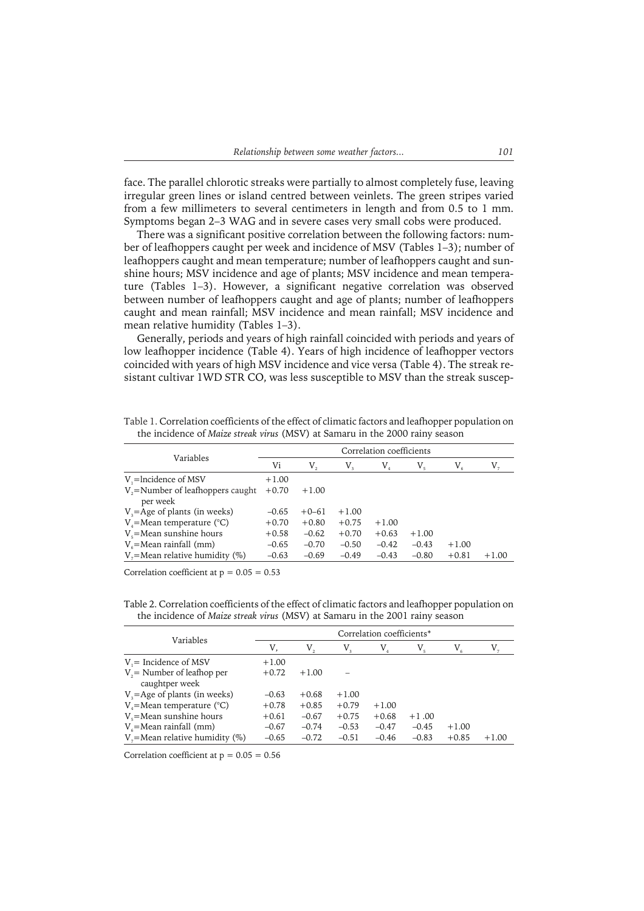face. The parallel chlorotic streaks were partially to almost completely fuse, leaving irregular green lines or island centred between veinlets. The green stripes varied from a few millimeters to several centimeters in length and from 0.5 to 1 mm. Symptoms began 2–3 WAG and in severe cases very small cobs were produced.

There was a significant positive correlation between the following factors: number of leafhoppers caught per week and incidence of MSV (Tables 1–3); number of leafhoppers caught and mean temperature; number of leafhoppers caught and sunshine hours; MSV incidence and age of plants; MSV incidence and mean temperature (Tables 1–3). However, a significant negative correlation was observed between number of leafhoppers caught and age of plants; number of leafhoppers caught and mean rainfall; MSV incidence and mean rainfall; MSV incidence and mean relative humidity (Tables 1–3).

Generally, periods and years of high rainfall coincided with periods and years of low leafhopper incidence (Table 4). Years of high incidence of leafhopper vectors coincided with years of high MSV incidence and vice versa (Table 4). The streak resistant cultivar 1WD STR CO, was less susceptible to MSV than the streak suscep-

Table 1. Correlation coefficients of the effect of climatic factors and leafhopper population on the incidence of *Maize streak virus* (MSV) at Samaru in the 2000 rainy season

| Variables | Correlation coefficients | | | | | | |
|---|---|---|---|---|---|---|---|
| | Vi | $V_2$ | $V_3$ | $V_4$ | $V_5$ | $V_6$ | $V_7$ |
| $V_1$=Incidence of MSV | +1.00 | | | | | | |
| $V_2$=Number of leafhoppers caught per week | +0.70 | +1.00 | | | | | |
| $V_3$=Age of plants (in weeks) | –0.65 | +0–61 | +1.00 | | | | |
| $V_4$=Mean temperature (°C) | +0.70 | +0.80 | +0.75 | +1.00 | | | |
| $V_5$=Mean sunshine hours | +0.58 | –0.62 | +0.70 | +0.63 | +1.00 | | |
| $V_6$=Mean rainfall (mm) | –0.65 | –0.70 | –0.50 | –0.42 | –0.43 | +1.00 | |
| $V_7$=Mean relative humidity (%) | –0.63 | –0.69 | –0.49 | –0.43 | –0.80 | +0.81 | +1.00 |

Correlation coefficient at p = 0.05 = 0.53

Table 2. Correlation coefficients of the effect of climatic factors and leafhopper population on the incidence of *Maize streak virus* (MSV) at Samaru in the 2001 rainy season

| Variables | Correlation coefficients* | | | | | | |
|---|---|---|---|---|---|---|---|
| | V, | $V_2$ | $V_3$ | $V_4$ | $V_5$ | $V_6$ | $V_7$ |
| $V_1$= Incidence of MSV | +1.00 | | | | | | |
| $V_2$= Number of leafhop per caughtper week | +0.72 | +1.00 | – | | | | |
| $V_3$=Age of plants (in weeks) | –0.63 | +0.68 | +1.00 | | | | |
| $V_4$=Mean temperature (°C) | +0.78 | +0.85 | +0.79 | +1.00 | | | |
| $V_5$=Mean sunshine hours | +0.61 | –0.67 | +0.75 | +0.68 | +1 .00 | | |
| $V_6$=Mean rainfall (mm) | –0.67 | –0.74 | –0.53 | –0.47 | –0.45 | +1.00 | |
| $V_7$=Mean relative humidity (%) | –0.65 | –0.72 | –0.51 | –0.46 | –0.83 | +0.85 | +1.00 |

Correlation coefficient at p = 0.05 = 0.56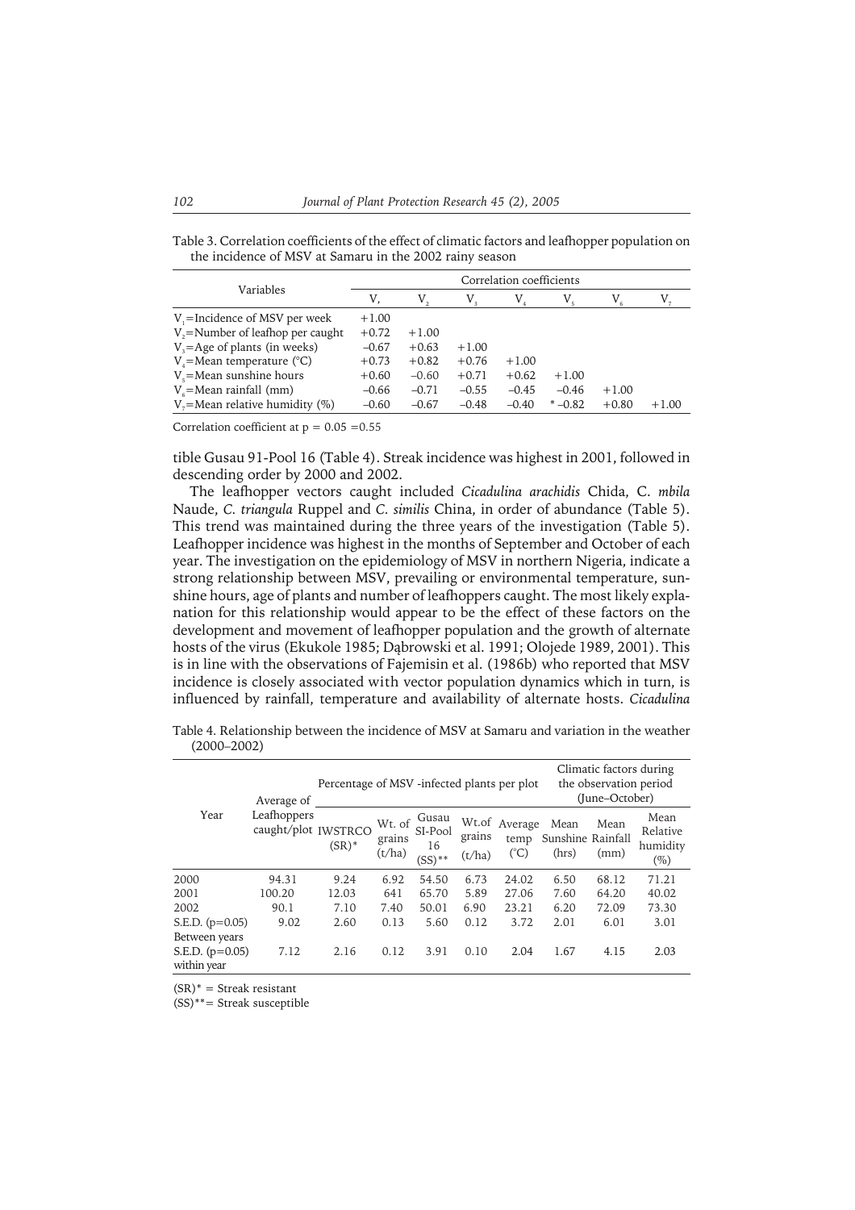Table 3. Correlation coefficients of the effect of climatic factors and leafhopper population on the incidence of MSV at Samaru in the 2002 rainy season

| Variables | Correlation coefficients | | | | | | |
|---|---|---|---|---|---|---|---|
| | $V_1$ | $V_2$ | $V_3$ | $V_4$ | $V_5$ | $V_6$ | $V_7$ |
| $V_1$=Incidence of MSV per week | +1.00 | | | | | | |
| $V_2$=Number of leafhop per caught | +0.72 | +1.00 | | | | | |
| $V_3$=Age of plants (in weeks) | –0.67 | +0.63 | +1.00 | | | | |
| $V_4$=Mean temperature (°C) | +0.73 | +0.82 | +0.76 | +1.00 | | | |
| $V_5$=Mean sunshine hours | +0.60 | –0.60 | +0.71 | +0.62 | +1.00 | | |
| $V_6$=Mean rainfall (mm) | –0.66 | –0.71 | –0.55 | –0.45 | –0.46 | +1.00 | |
| $V_7$=Mean relative humidity (%) | –0.60 | –0.67 | –0.48 | –0.40 | * –0.82 | +0.80 | +1.00 |

Correlation coefficient at p = 0.05 =0.55

tible Gusau 91-Pool 16 (Table 4). Streak incidence was highest in 2001, followed in descending order by 2000 and 2002.

The leafhopper vectors caught included *Cicadulina arachidis* Chida, *C. mbila* Naude, *C. triangula* Ruppel and *C. similis* China, in order of abundance (Table 5). This trend was maintained during the three years of the investigation (Table 5). Leafhopper incidence was highest in the months of September and October of each year. The investigation on the epidemiology of MSV in northern Nigeria, indicate a strong relationship between MSV, prevailing or environmental temperature, sunshine hours, age of plants and number of leafhoppers caught. The most likely explanation for this relationship would appear to be the effect of these factors on the development and movement of leafhopper population and the growth of alternate hosts of the virus (Ekukole 1985; Dąbrowski et al. 1991; Olojede 1989, 2001). This is in line with the observations of Fajemisin et al. (1986b) who reported that MSV incidence is closely associated with vector population dynamics which in turn, is influenced by rainfall, temperature and availability of alternate hosts. *Cicadulina*

Table 4. Relationship between the incidence of MSV at Samaru and variation in the weather (2000–2002)

| Year | Average of Leafhoppers caught/plot | Percentage of MSV -infected plants per plot | | | | Climatic factors during the observation period (June–October) | | | |
|---|---|---|---|---|---|---|---|---|---|
| | | IWSTRCO (SR)* | Wt. of grains (t/ha) | Gusau SI-Pool 16 (SS)** | Wt.of grains (t/ha) | Average temp (°C) | Mean Sunshine (hrs) | Mean Rainfall (mm) | Mean Relative humidity (%) |
| 2000 | 94.31 | 9.24 | 6.92 | 54.50 | 6.73 | 24.02 | 6.50 | 68.12 | 71.21 |
| 2001 | 100.20 | 12.03 | 641 | 65.70 | 5.89 | 27.06 | 7.60 | 64.20 | 40.02 |
| 2002 | 90.1 | 7.10 | 7.40 | 50.01 | 6.90 | 23.21 | 6.20 | 72.09 | 73.30 |
| S.E.D. (p=0.05) Between years | 9.02 | 2.60 | 0.13 | 5.60 | 0.12 | 3.72 | 2.01 | 6.01 | 3.01 |
| S.E.D. (p=0.05) within year | 7.12 | 2.16 | 0.12 | 3.91 | 0.10 | 2.04 | 1.67 | 4.15 | 2.03 |

(SR)* = Streak resistant

(SS)**= Streak susceptible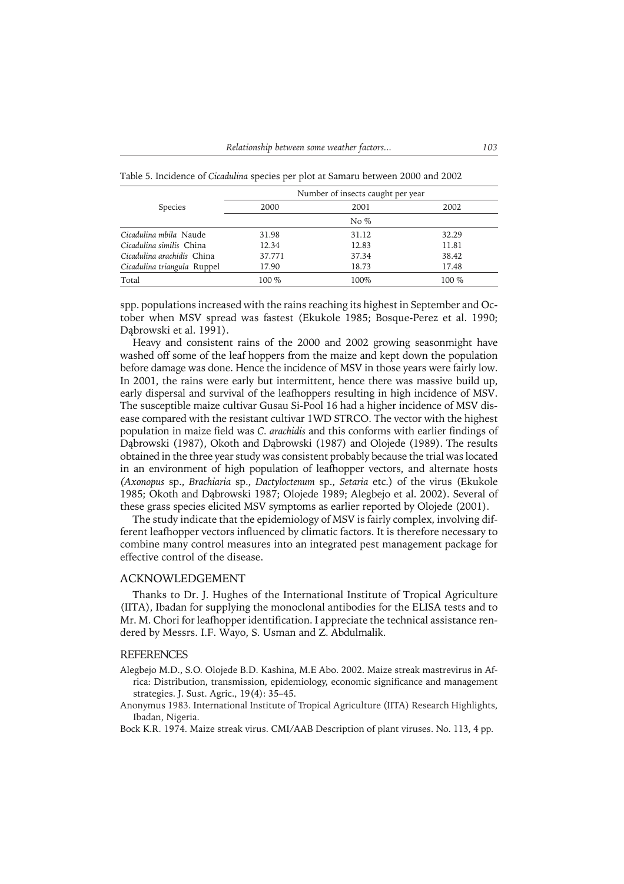Table 5. Incidence of *Cicadulina* species per plot at Samaru between 2000 and 2002

| Species | Number of insects caught per year | | |
|---|---|---|---|
| | 2000 | 2001 | 2002 |
| | | No % | |
| *Cicadulina mbila* Naude | 31.98 | 31.12 | 32.29 |
| *Cicadulina similis* China | 12.34 | 12.83 | 11.81 |
| *Cicadulina arachidis* China | 37.771 | 37.34 | 38.42 |
| *Cicadulina triangula* Ruppel | 17.90 | 18.73 | 17.48 |
| Total | 100 % | 100% | 100 % |

spp. populations increased with the rains reaching its highest in September and October when MSV spread was fastest (Ekukole 1985; Bosque-Perez et al. 1990; Dąbrowski et al. 1991).

Heavy and consistent rains of the 2000 and 2002 growing seasonmight have washed off some of the leaf hoppers from the maize and kept down the population before damage was done. Hence the incidence of MSV in those years were fairly low. In 2001, the rains were early but intermittent, hence there was massive build up, early dispersal and survival of the leafhoppers resulting in high incidence of MSV. The susceptible maize cultivar Gusau Si-Pool 16 had a higher incidence of MSV disease compared with the resistant cultivar 1WD STRCO. The vector with the highest population in maize field was *C. arachidis* and this conforms with earlier findings of Dąbrowski (1987), Okoth and Dąbrowski (1987) and Olojede (1989). The results obtained in the three year study was consistent probably because the trial was located in an environment of high population of leafhopper vectors, and alternate hosts (*Axonopus* sp., *Brachiaria* sp., *Dactyloctenum* sp., *Setaria* etc.) of the virus (Ekukole 1985; Okoth and Dąbrowski 1987; Olojede 1989; Alegbejo et al. 2002). Several of these grass species elicited MSV symptoms as earlier reported by Olojede (2001).

The study indicate that the epidemiology of MSV is fairly complex, involving different leafhopper vectors influenced by climatic factors. It is therefore necessary to combine many control measures into an integrated pest management package for effective control of the disease.

## ACKNOWLEDGEMENT

Thanks to Dr. J. Hughes of the International Institute of Tropical Agriculture (IITA), Ibadan for supplying the monoclonal antibodies for the ELISA tests and to Mr. M. Chori for leafhopper identification. I appreciate the technical assistance rendered by Messrs. I.F. Wayo, S. Usman and Z. Abdulmalik.

## REFERENCES

Alegbejo M.D., S.O. Olojede B.D. Kashina, M.E Abo. 2002. Maize streak mastrevirus in Africa: Distribution, transmission, epidemiology, economic significance and management strategies. J. Sust. Agric., 19(4): 35–45.

Anonymus 1983. International Institute of Tropical Agriculture (IITA) Research Highlights, Ibadan, Nigeria.

Bock K.R. 1974. Maize streak virus. CMI/AAB Description of plant viruses. No. 113, 4 pp.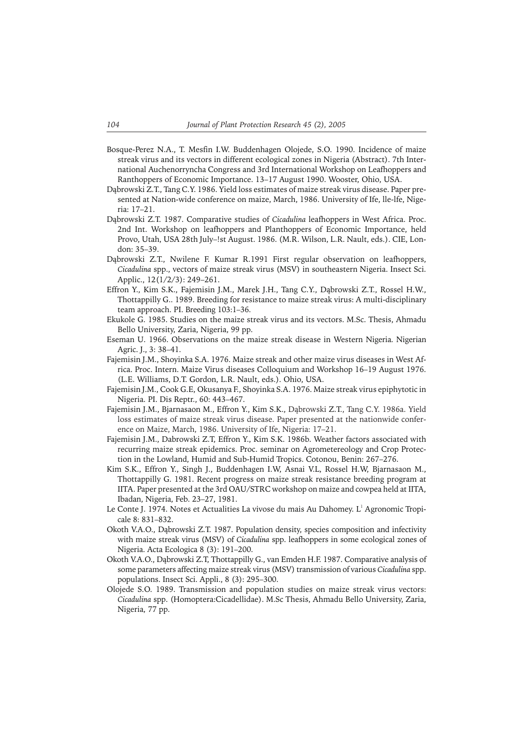Bosque-Perez N.A., T. Mesfin I.W. Buddenhagen Olojede, S.O. 1990. Incidence of maize streak virus and its vectors in different ecological zones in Nigeria (Abstract). 7th International Auchenorryncha Congress and 3rd International Workshop on Leafhoppers and Ranthoppers of Economic Importance. 13–17 August 1990. Wooster, Ohio, USA.

Dąbrowski Z.T., Tang C.Y. 1986. Yield loss estimates of maize streak virus disease. Paper presented at Nation-wide conference on maize, March, 1986. University of Ife, lle-lfe, Nigeria: 17–21.

Dąbrowski Z.T. 1987. Comparative studies of *Cicadulina* leafhoppers in West Africa. Proc. 2nd Int. Workshop on leafhoppers and Planthoppers of Economic Importance, held Provo, Utah, USA 28th July–!st August. 1986. (M.R. Wilson, L.R. Nault, eds.). CIE, London: 35–39.

Dąbrowski Z.T., Nwilene F. Kumar R.1991 First regular observation on leafhoppers, *Cicadulina* spp., vectors of maize streak virus (MSV) in southeastern Nigeria. Insect Sci. Applic., 12(1/2/3): 249–261.

Effron Y., Kim S.K., Fajemisin J.M., Marek J.H., Tang C.Y., Dąbrowski Z.T., Rossel H.W., Thottappilly G.. 1989. Breeding for resistance to maize streak virus: A multi-disciplinary team approach. PI. Breeding 103:1–36.

Ekukole G. 1985. Studies on the maize streak virus and its vectors. M.Sc. Thesis, Ahmadu Bello University, Zaria, Nigeria, 99 pp.

Eseman U. 1966. Observations on the maize streak disease in Western Nigeria. Nigerian Agric. J., 3: 38–41.

Fajemisin J.M., Shoyinka S.A. 1976. Maize streak and other maize virus diseases in West Africa. Proc. Intern. Maize Virus diseases Colloquium and Workshop 16–19 August 1976. (L.E. Williams, D.T. Gordon, L.R. Nault, eds.). Ohio, USA.

Fajemisin J.M., Cook G.E, Okusanya F., Shoyinka S.A. 1976. Maize streak virus epiphytotic in Nigeria. PI. Dis Reptr., 60: 443–467.

Fajemisin J.M., Bjarnasaon M., Effron Y., Kim S.K., Dąbrowski Z.T., Tang C.Y. 1986a. Yield loss estimates of maize streak virus disease. Paper presented at the nationwide conference on Maize, March, 1986. University of Ife, Nigeria: 17–21.

Fajemisin J.M., Dabrowski Z.T, Effron Y., Kim S.K. 1986b. Weather factors associated with recurring maize streak epidemics. Proc. seminar on Agrometereology and Crop Protection in the Lowland, Humid and Sub-Humid Tropics. Cotonou, Benin: 267–276.

Kim S.K., Effron Y., Singh J., Buddenhagen I.W, Asnai V.L, Rossel H.W, Bjarnasaon M., Thottappilly G. 1981. Recent progress on maize streak resistance breeding program at IITA. Paper presented at the 3rd OAU/STRC workshop on maize and cowpea held at IITA, Ibadan, Nigeria, Feb. 23–27, 1981.

Le Conte J. 1974. Notes et Actualities La vivose du mais Au Dahomey. L' Agronomic Tropicale 8: 831–832.

Okoth V.A.O., Dąbrowski Z.T. 1987. Population density, species composition and infectivity with maize streak virus (MSV) of *Cicadulina* spp. leafhoppers in some ecological zones of Nigeria. Acta Ecologica 8 (3): 191–200.

Okoth V.A.O., Dąbrowski Z.T, Thottappilly G., van Emden H.F. 1987. Comparative analysis of some parameters affecting maize streak virus (MSV) transmission of various *Cicadulina* spp. populations. Insect Sci. Appli., 8 (3): 295–300.

Olojede S.O. 1989. Transmission and population studies on maize streak virus vectors: *Cicadulina* spp. (Homoptera:Cicadellidae). M.Sc Thesis, Ahmadu Bello University, Zaria, Nigeria, 77 pp.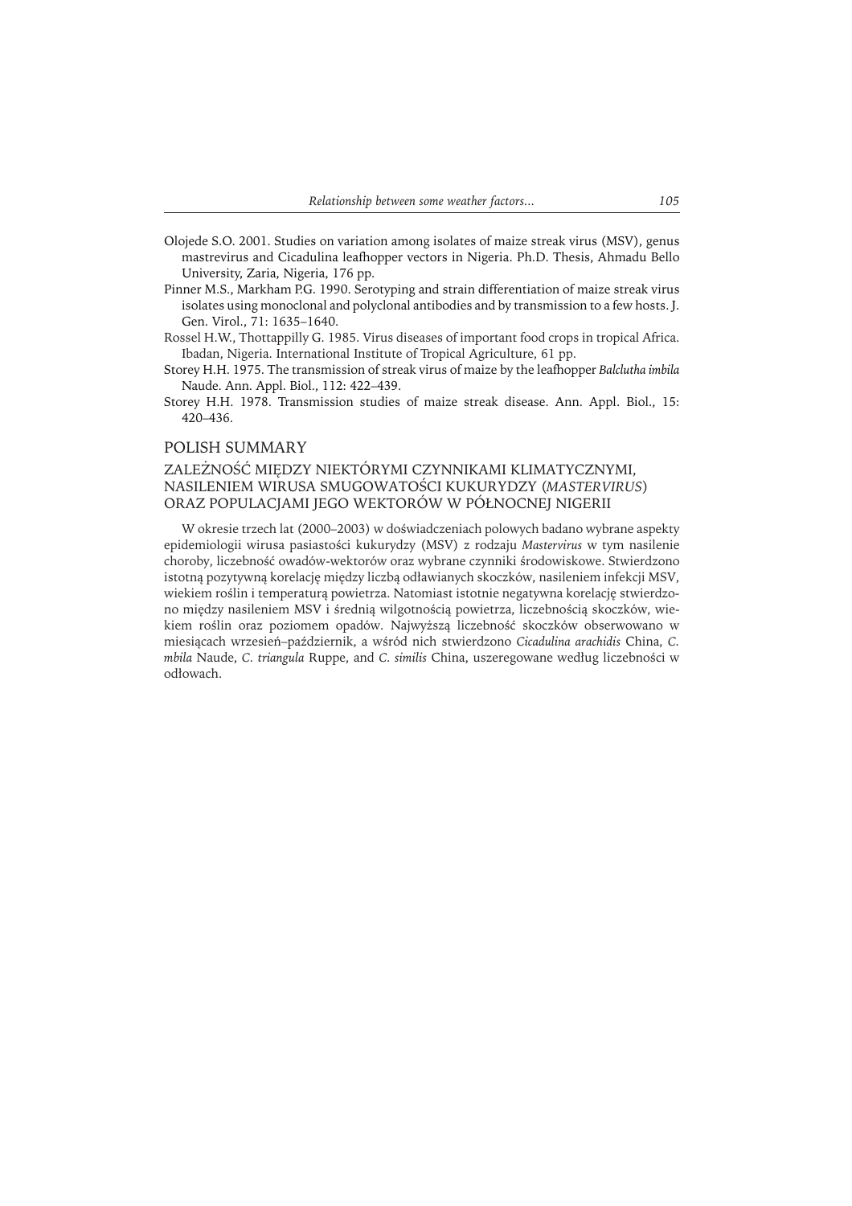Olojede S.O. 2001. Studies on variation among isolates of maize streak virus (MSV), genus mastrevirus and Cicadulina leafhopper vectors in Nigeria. Ph.D. Thesis, Ahmadu Bello University, Zaria, Nigeria, 176 pp.

Pinner M.S., Markham P.G. 1990. Serotyping and strain differentiation of maize streak virus isolates using monoclonal and polyclonal antibodies and by transmission to a few hosts. J. Gen. Virol., 71: 1635–1640.

Rossel H.W., Thottappilly G. 1985. Virus diseases of important food crops in tropical Africa. Ibadan, Nigeria. International Institute of Tropical Agriculture, 61 pp.

Storey H.H. 1975. The transmission of streak virus of maize by the leafhopper *Balclutha imbila* Naude. Ann. Appl. Biol., 112: 422–439.

Storey H.H. 1978. Transmission studies of maize streak disease. Ann. Appl. Biol., 15: 420–436.

## POLISH SUMMARY

### ZALEŻNOŚĆ MIĘDZY NIEKTÓRYMI CZYNNIKAMI KLIMATYCZNYMI, NASILENIEM WIRUSA SMUGOWATOŚCI KUKURYDZY (*MASTERVIRUS*) ORAZ POPULACJAMI JEGO WEKTORÓW W PÓŁNOCNEJ NIGERII

W okresie trzech lat (2000–2003) w doświadczeniach polowych badano wybrane aspekty epidemiologii wirusa pasiastości kukurydzy (MSV) z rodzaju *Mastervirus* w tym nasilenie choroby, liczebność owadów-wektorów oraz wybrane czynniki środowiskowe. Stwierdzono istotną pozytywną korelację między liczbą odławianych skoczków, nasileniem infekcji MSV, wiekiem roślin i temperaturą powietrza. Natomiast istotnie negatywna korelację stwierdzono między nasileniem MSV i średnią wilgotnością powietrza, liczebnością skoczków, wiekiem roślin oraz poziomem opadów. Najwyższą liczebność skoczków obserwowano w miesiącach wrzesień–październik, a wśród nich stwierdzono *Cicadulina arachidis* China, *C. mbila* Naude, *C. triangula* Ruppe, and *C. similis* China, uszeregowane według liczebności w odłowach.